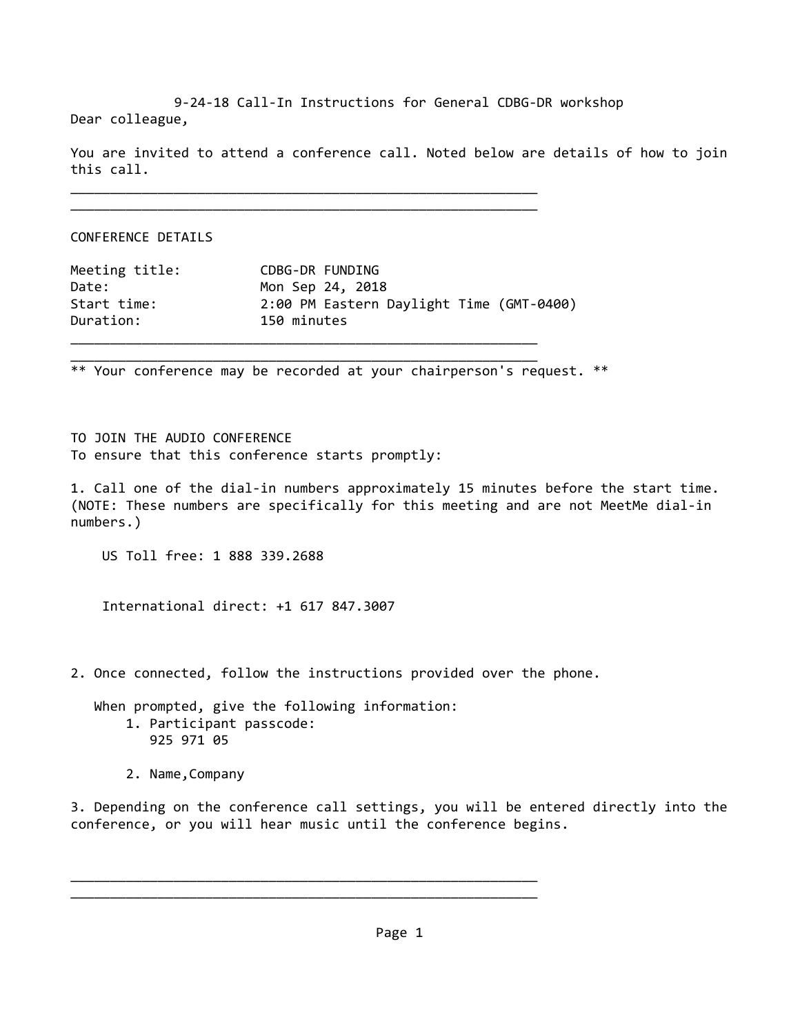# 9-24-18 Call-In Instructions for General CDBG-DR workshop

Dear colleague,

You are invited to attend a conference call. Noted below are details of how to join this call.

---

## CONFERENCE DETAILS

| | |
|---|---|
| Meeting title: | CDBG-DR FUNDING |
| Date: | Mon Sep 24, 2018 |
| Start time: | 2:00 PM Eastern Daylight Time (GMT-0400) |
| Duration: | 150 minutes |

---

** Your conference may be recorded at your chairperson's request. **

## TO JOIN THE AUDIO CONFERENCE

To ensure that this conference starts promptly:

1. Call one of the dial-in numbers approximately 15 minutes before the start time. (NOTE: These numbers are specifically for this meeting and are not MeetMe dial-in numbers.)

   US Toll free: 1 888 339.2688

   International direct: +1 617 847.3007

2. Once connected, follow the instructions provided over the phone.

   When prompted, give the following information:
   1. Participant passcode:
      925 971 05
   2. Name,Company

3. Depending on the conference call settings, you will be entered directly into the conference, or you will hear music until the conference begins.

---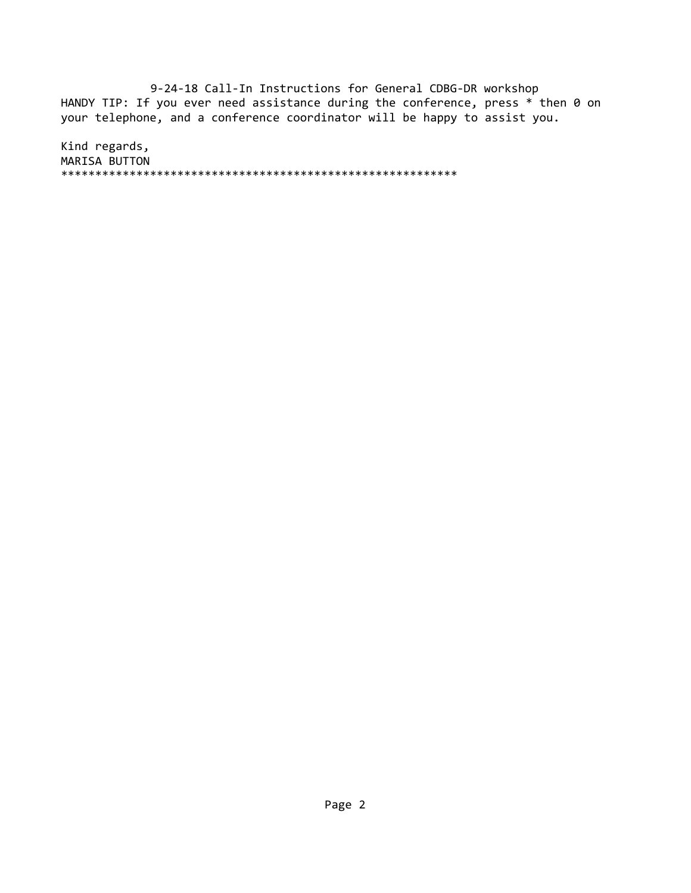HANDY TIP: If you ever need assistance during the conference, press * then 0 on your telephone, and a conference coordinator will be happy to assist you.

Kind regards,
MARISA BUTTON
**********************************************************